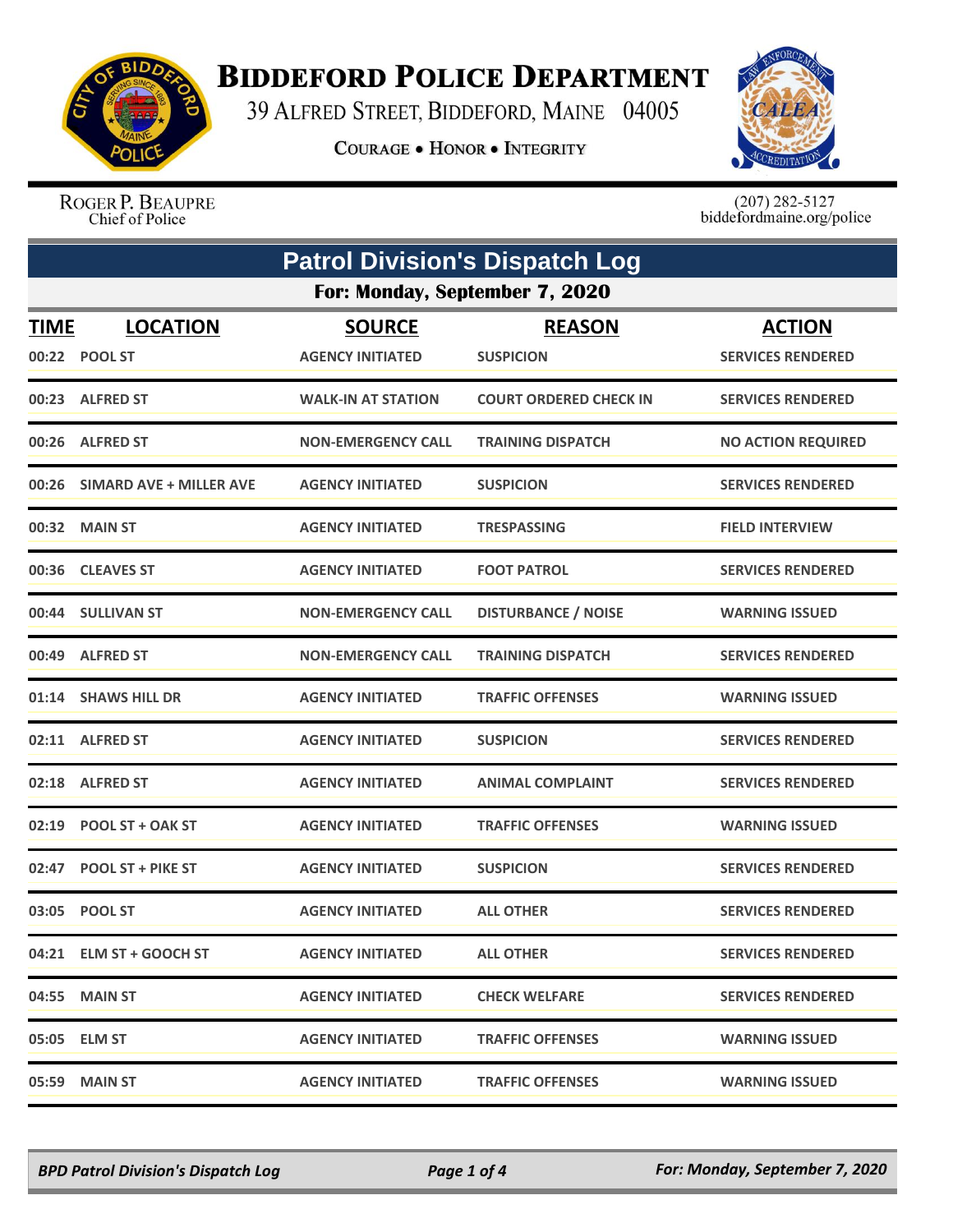# Biddeford Police Department

39 Alfred Street, Biddeford, Maine 04005

Courage • Honor • Integrity

Roger P. Beaupre
Chief of Police

(207) 282-5127
biddefordmaine.org/police

## Patrol Division's Dispatch Log

### For: Monday, September 7, 2020

| TIME | LOCATION | SOURCE | REASON | ACTION |
|---|---|---|---|---|
| 00:22 | POOL ST | AGENCY INITIATED | SUSPICION | SERVICES RENDERED |
| 00:23 | ALFRED ST | WALK-IN AT STATION | COURT ORDERED CHECK IN | SERVICES RENDERED |
| 00:26 | ALFRED ST | NON-EMERGENCY CALL | TRAINING DISPATCH | NO ACTION REQUIRED |
| 00:26 | SIMARD AVE + MILLER AVE | AGENCY INITIATED | SUSPICION | SERVICES RENDERED |
| 00:32 | MAIN ST | AGENCY INITIATED | TRESPASSING | FIELD INTERVIEW |
| 00:36 | CLEAVES ST | AGENCY INITIATED | FOOT PATROL | SERVICES RENDERED |
| 00:44 | SULLIVAN ST | NON-EMERGENCY CALL | DISTURBANCE / NOISE | WARNING ISSUED |
| 00:49 | ALFRED ST | NON-EMERGENCY CALL | TRAINING DISPATCH | SERVICES RENDERED |
| 01:14 | SHAWS HILL DR | AGENCY INITIATED | TRAFFIC OFFENSES | WARNING ISSUED |
| 02:11 | ALFRED ST | AGENCY INITIATED | SUSPICION | SERVICES RENDERED |
| 02:18 | ALFRED ST | AGENCY INITIATED | ANIMAL COMPLAINT | SERVICES RENDERED |
| 02:19 | POOL ST + OAK ST | AGENCY INITIATED | TRAFFIC OFFENSES | WARNING ISSUED |
| 02:47 | POOL ST + PIKE ST | AGENCY INITIATED | SUSPICION | SERVICES RENDERED |
| 03:05 | POOL ST | AGENCY INITIATED | ALL OTHER | SERVICES RENDERED |
| 04:21 | ELM ST + GOOCH ST | AGENCY INITIATED | ALL OTHER | SERVICES RENDERED |
| 04:55 | MAIN ST | AGENCY INITIATED | CHECK WELFARE | SERVICES RENDERED |
| 05:05 | ELM ST | AGENCY INITIATED | TRAFFIC OFFENSES | WARNING ISSUED |
| 05:59 | MAIN ST | AGENCY INITIATED | TRAFFIC OFFENSES | WARNING ISSUED |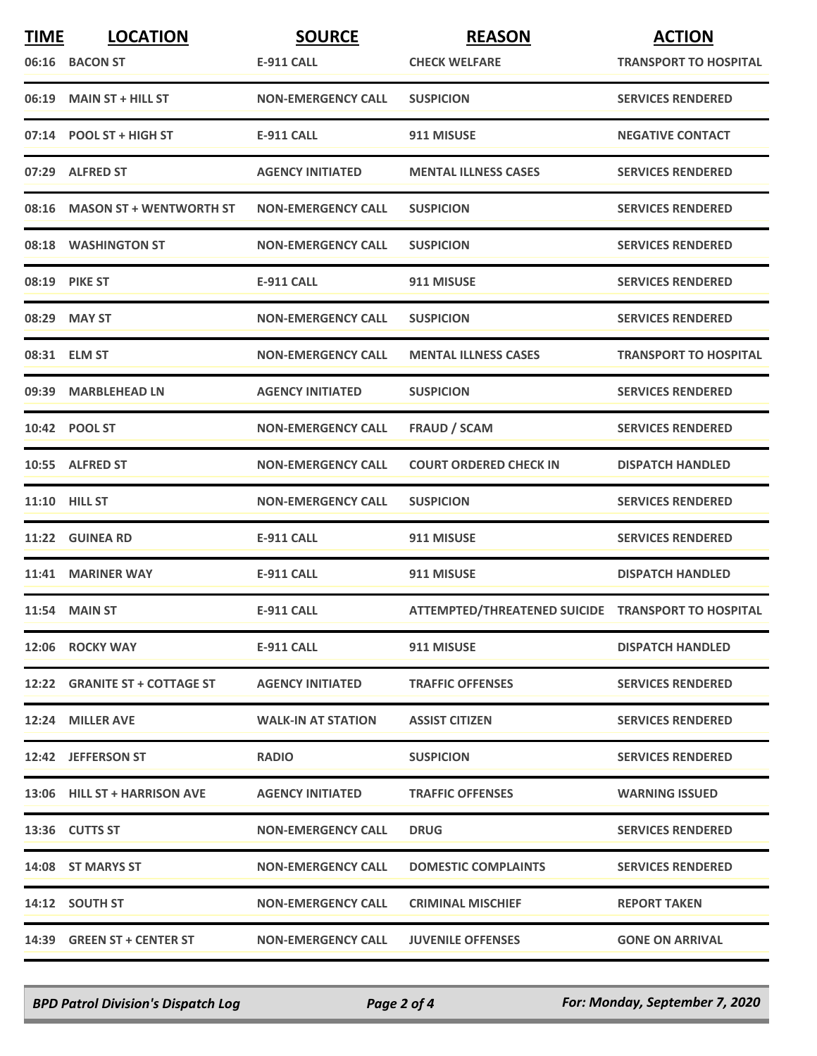| TIME | LOCATION | SOURCE | REASON | ACTION |
|---|---|---|---|---|
| 06:16 | BACON ST | E-911 CALL | CHECK WELFARE | TRANSPORT TO HOSPITAL |
| 06:19 | MAIN ST + HILL ST | NON-EMERGENCY CALL | SUSPICION | SERVICES RENDERED |
| 07:14 | POOL ST + HIGH ST | E-911 CALL | 911 MISUSE | NEGATIVE CONTACT |
| 07:29 | ALFRED ST | AGENCY INITIATED | MENTAL ILLNESS CASES | SERVICES RENDERED |
| 08:16 | MASON ST + WENTWORTH ST | NON-EMERGENCY CALL | SUSPICION | SERVICES RENDERED |
| 08:18 | WASHINGTON ST | NON-EMERGENCY CALL | SUSPICION | SERVICES RENDERED |
| 08:19 | PIKE ST | E-911 CALL | 911 MISUSE | SERVICES RENDERED |
| 08:29 | MAY ST | NON-EMERGENCY CALL | SUSPICION | SERVICES RENDERED |
| 08:31 | ELM ST | NON-EMERGENCY CALL | MENTAL ILLNESS CASES | TRANSPORT TO HOSPITAL |
| 09:39 | MARBLEHEAD LN | AGENCY INITIATED | SUSPICION | SERVICES RENDERED |
| 10:42 | POOL ST | NON-EMERGENCY CALL | FRAUD / SCAM | SERVICES RENDERED |
| 10:55 | ALFRED ST | NON-EMERGENCY CALL | COURT ORDERED CHECK IN | DISPATCH HANDLED |
| 11:10 | HILL ST | NON-EMERGENCY CALL | SUSPICION | SERVICES RENDERED |
| 11:22 | GUINEA RD | E-911 CALL | 911 MISUSE | SERVICES RENDERED |
| 11:41 | MARINER WAY | E-911 CALL | 911 MISUSE | DISPATCH HANDLED |
| 11:54 | MAIN ST | E-911 CALL | ATTEMPTED/THREATENED SUICIDE | TRANSPORT TO HOSPITAL |
| 12:06 | ROCKY WAY | E-911 CALL | 911 MISUSE | DISPATCH HANDLED |
| 12:22 | GRANITE ST + COTTAGE ST | AGENCY INITIATED | TRAFFIC OFFENSES | SERVICES RENDERED |
| 12:24 | MILLER AVE | WALK-IN AT STATION | ASSIST CITIZEN | SERVICES RENDERED |
| 12:42 | JEFFERSON ST | RADIO | SUSPICION | SERVICES RENDERED |
| 13:06 | HILL ST + HARRISON AVE | AGENCY INITIATED | TRAFFIC OFFENSES | WARNING ISSUED |
| 13:36 | CUTTS ST | NON-EMERGENCY CALL | DRUG | SERVICES RENDERED |
| 14:08 | ST MARYS ST | NON-EMERGENCY CALL | DOMESTIC COMPLAINTS | SERVICES RENDERED |
| 14:12 | SOUTH ST | NON-EMERGENCY CALL | CRIMINAL MISCHIEF | REPORT TAKEN |
| 14:39 | GREEN ST + CENTER ST | NON-EMERGENCY CALL | JUVENILE OFFENSES | GONE ON ARRIVAL |

*BPD Patrol Division's Dispatch Log* — *For: Monday, September 7, 2020*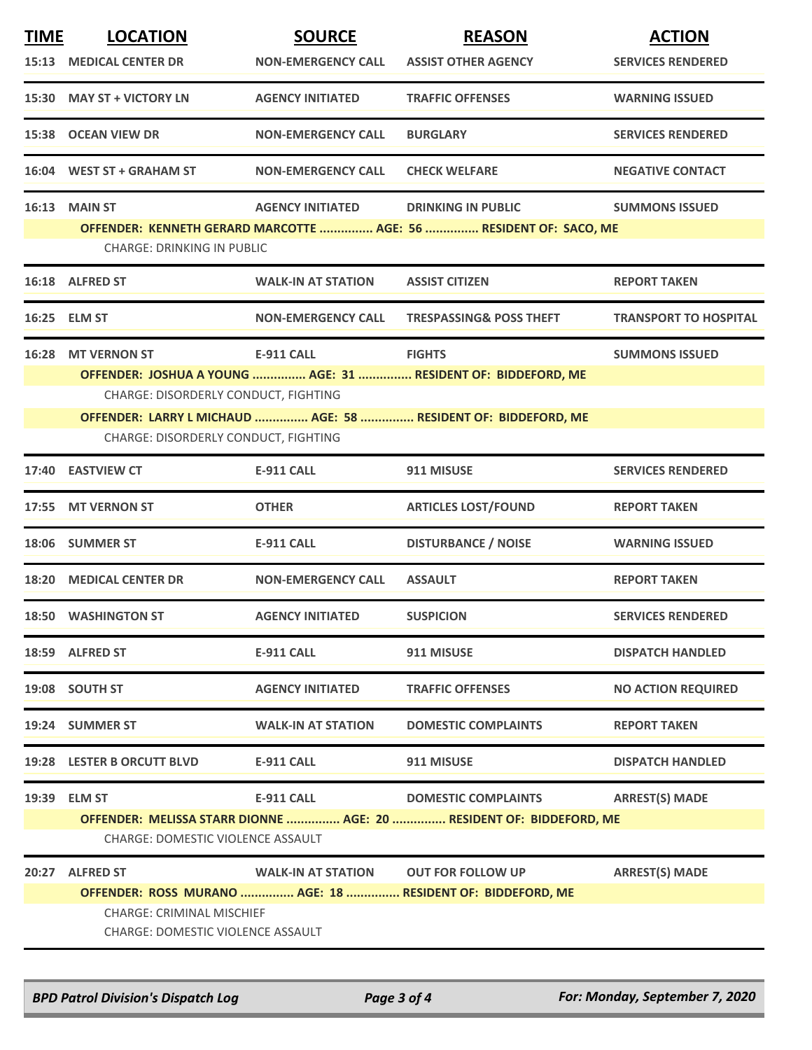| TIME | LOCATION | SOURCE | REASON | ACTION |
|---|---|---|---|---|
| 15:13 | MEDICAL CENTER DR | NON-EMERGENCY CALL | ASSIST OTHER AGENCY | SERVICES RENDERED |
| 15:30 | MAY ST + VICTORY LN | AGENCY INITIATED | TRAFFIC OFFENSES | WARNING ISSUED |
| 15:38 | OCEAN VIEW DR | NON-EMERGENCY CALL | BURGLARY | SERVICES RENDERED |
| 16:04 | WEST ST + GRAHAM ST | NON-EMERGENCY CALL | CHECK WELFARE | NEGATIVE CONTACT |
| 16:13 | MAIN ST | AGENCY INITIATED | DRINKING IN PUBLIC | SUMMONS ISSUED |
| | OFFENDER: KENNETH GERARD MARCOTTE ............... AGE: 56 ............... RESIDENT OF: SACO, ME | | | |
| | CHARGE: DRINKING IN PUBLIC | | | |
| 16:18 | ALFRED ST | WALK-IN AT STATION | ASSIST CITIZEN | REPORT TAKEN |
| 16:25 | ELM ST | NON-EMERGENCY CALL | TRESPASSING& POSS THEFT | TRANSPORT TO HOSPITAL |
| 16:28 | MT VERNON ST | E-911 CALL | FIGHTS | SUMMONS ISSUED |
| | OFFENDER: JOSHUA A YOUNG ............... AGE: 31 ............... RESIDENT OF: BIDDEFORD, ME | | | |
| | CHARGE: DISORDERLY CONDUCT, FIGHTING | | | |
| | OFFENDER: LARRY L MICHAUD ............... AGE: 58 ............... RESIDENT OF: BIDDEFORD, ME | | | |
| | CHARGE: DISORDERLY CONDUCT, FIGHTING | | | |
| 17:40 | EASTVIEW CT | E-911 CALL | 911 MISUSE | SERVICES RENDERED |
| 17:55 | MT VERNON ST | OTHER | ARTICLES LOST/FOUND | REPORT TAKEN |
| 18:06 | SUMMER ST | E-911 CALL | DISTURBANCE / NOISE | WARNING ISSUED |
| 18:20 | MEDICAL CENTER DR | NON-EMERGENCY CALL | ASSAULT | REPORT TAKEN |
| 18:50 | WASHINGTON ST | AGENCY INITIATED | SUSPICION | SERVICES RENDERED |
| 18:59 | ALFRED ST | E-911 CALL | 911 MISUSE | DISPATCH HANDLED |
| 19:08 | SOUTH ST | AGENCY INITIATED | TRAFFIC OFFENSES | NO ACTION REQUIRED |
| 19:24 | SUMMER ST | WALK-IN AT STATION | DOMESTIC COMPLAINTS | REPORT TAKEN |
| 19:28 | LESTER B ORCUTT BLVD | E-911 CALL | 911 MISUSE | DISPATCH HANDLED |
| 19:39 | ELM ST | E-911 CALL | DOMESTIC COMPLAINTS | ARREST(S) MADE |
| | OFFENDER: MELISSA STARR DIONNE ............... AGE: 20 ............... RESIDENT OF: BIDDEFORD, ME | | | |
| | CHARGE: DOMESTIC VIOLENCE ASSAULT | | | |
| 20:27 | ALFRED ST | WALK-IN AT STATION | OUT FOR FOLLOW UP | ARREST(S) MADE |
| | OFFENDER: ROSS MURANO ............... AGE: 18 ............... RESIDENT OF: BIDDEFORD, ME | | | |
| | CHARGE: CRIMINAL MISCHIEF | | | |
| | CHARGE: DOMESTIC VIOLENCE ASSAULT | | | |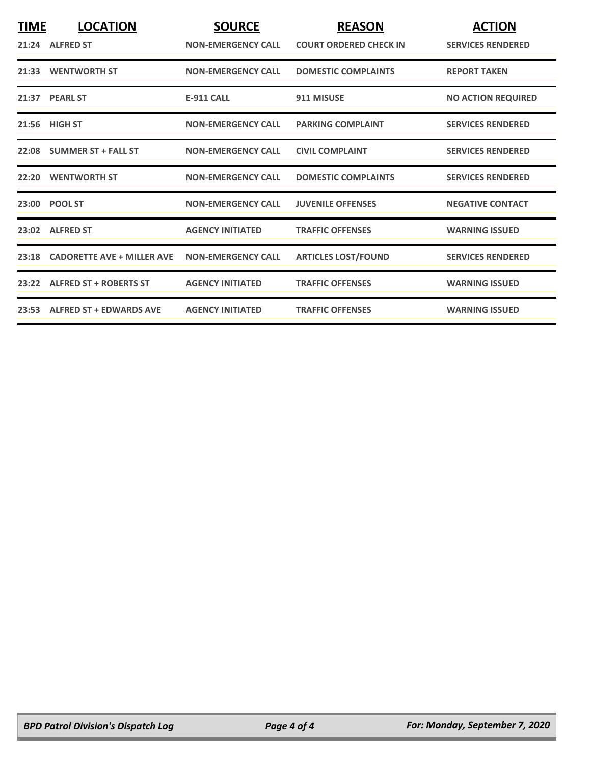| TIME | LOCATION | SOURCE | REASON | ACTION |
|---|---|---|---|---|
| 21:24 | ALFRED ST | NON-EMERGENCY CALL | COURT ORDERED CHECK IN | SERVICES RENDERED |
| 21:33 | WENTWORTH ST | NON-EMERGENCY CALL | DOMESTIC COMPLAINTS | REPORT TAKEN |
| 21:37 | PEARL ST | E-911 CALL | 911 MISUSE | NO ACTION REQUIRED |
| 21:56 | HIGH ST | NON-EMERGENCY CALL | PARKING COMPLAINT | SERVICES RENDERED |
| 22:08 | SUMMER ST + FALL ST | NON-EMERGENCY CALL | CIVIL COMPLAINT | SERVICES RENDERED |
| 22:20 | WENTWORTH ST | NON-EMERGENCY CALL | DOMESTIC COMPLAINTS | SERVICES RENDERED |
| 23:00 | POOL ST | NON-EMERGENCY CALL | JUVENILE OFFENSES | NEGATIVE CONTACT |
| 23:02 | ALFRED ST | AGENCY INITIATED | TRAFFIC OFFENSES | WARNING ISSUED |
| 23:18 | CADORETTE AVE + MILLER AVE | NON-EMERGENCY CALL | ARTICLES LOST/FOUND | SERVICES RENDERED |
| 23:22 | ALFRED ST + ROBERTS ST | AGENCY INITIATED | TRAFFIC OFFENSES | WARNING ISSUED |
| 23:53 | ALFRED ST + EDWARDS AVE | AGENCY INITIATED | TRAFFIC OFFENSES | WARNING ISSUED |